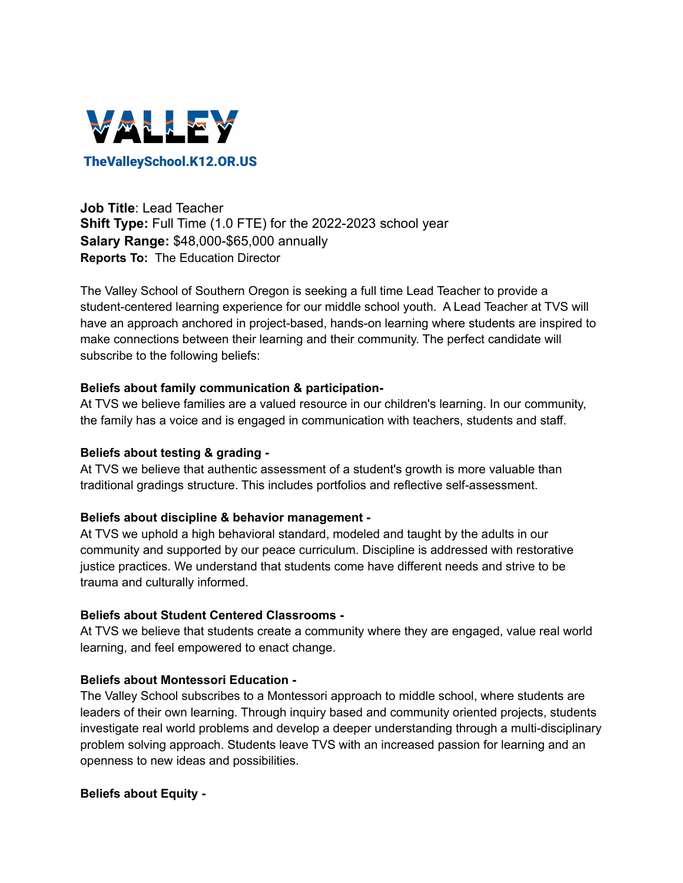# VALLEY

TheValleySchool.K12.OR.US

**Job Title**: Lead Teacher
**Shift Type:** Full Time (1.0 FTE) for the 2022-2023 school year
**Salary Range:** $48,000-$65,000 annually
**Reports To:** The Education Director

The Valley School of Southern Oregon is seeking a full time Lead Teacher to provide a student-centered learning experience for our middle school youth. A Lead Teacher at TVS will have an approach anchored in project-based, hands-on learning where students are inspired to make connections between their learning and their community. The perfect candidate will subscribe to the following beliefs:

**Beliefs about family communication & participation-**
At TVS we believe families are a valued resource in our children's learning. In our community, the family has a voice and is engaged in communication with teachers, students and staff.

**Beliefs about testing & grading -**
At TVS we believe that authentic assessment of a student's growth is more valuable than traditional gradings structure. This includes portfolios and reflective self-assessment.

**Beliefs about discipline & behavior management -**
At TVS we uphold a high behavioral standard, modeled and taught by the adults in our community and supported by our peace curriculum. Discipline is addressed with restorative justice practices. We understand that students come have different needs and strive to be trauma and culturally informed.

**Beliefs about Student Centered Classrooms -**
At TVS we believe that students create a community where they are engaged, value real world learning, and feel empowered to enact change.

**Beliefs about Montessori Education -**
The Valley School subscribes to a Montessori approach to middle school, where students are leaders of their own learning. Through inquiry based and community oriented projects, students investigate real world problems and develop a deeper understanding through a multi-disciplinary problem solving approach. Students leave TVS with an increased passion for learning and an openness to new ideas and possibilities.

**Beliefs about Equity -**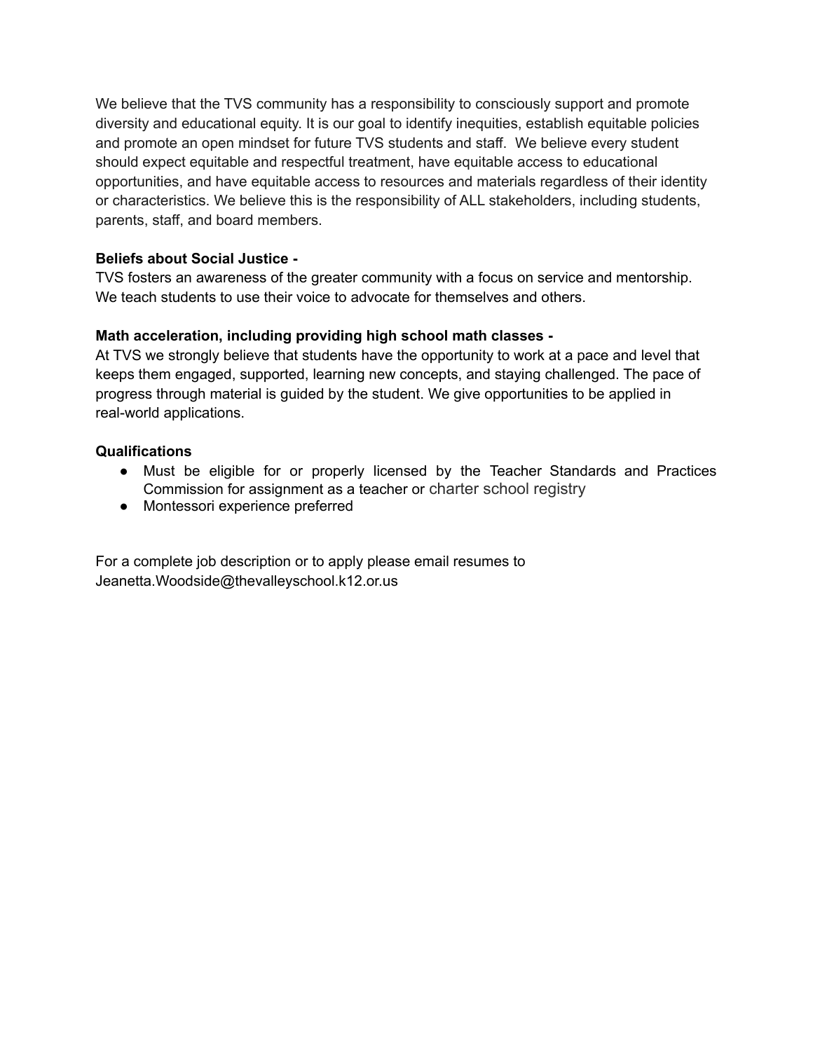We believe that the TVS community has a responsibility to consciously support and promote diversity and educational equity. It is our goal to identify inequities, establish equitable policies and promote an open mindset for future TVS students and staff. We believe every student should expect equitable and respectful treatment, have equitable access to educational opportunities, and have equitable access to resources and materials regardless of their identity or characteristics. We believe this is the responsibility of ALL stakeholders, including students, parents, staff, and board members.

**Beliefs about Social Justice -**
TVS fosters an awareness of the greater community with a focus on service and mentorship. We teach students to use their voice to advocate for themselves and others.

**Math acceleration, including providing high school math classes -**
At TVS we strongly believe that students have the opportunity to work at a pace and level that keeps them engaged, supported, learning new concepts, and staying challenged. The pace of progress through material is guided by the student. We give opportunities to be applied in real-world applications.

**Qualifications**

- Must be eligible for or properly licensed by the Teacher Standards and Practices Commission for assignment as a teacher or charter school registry
- Montessori experience preferred

For a complete job description or to apply please email resumes to Jeanetta.Woodside@thevalleyschool.k12.or.us